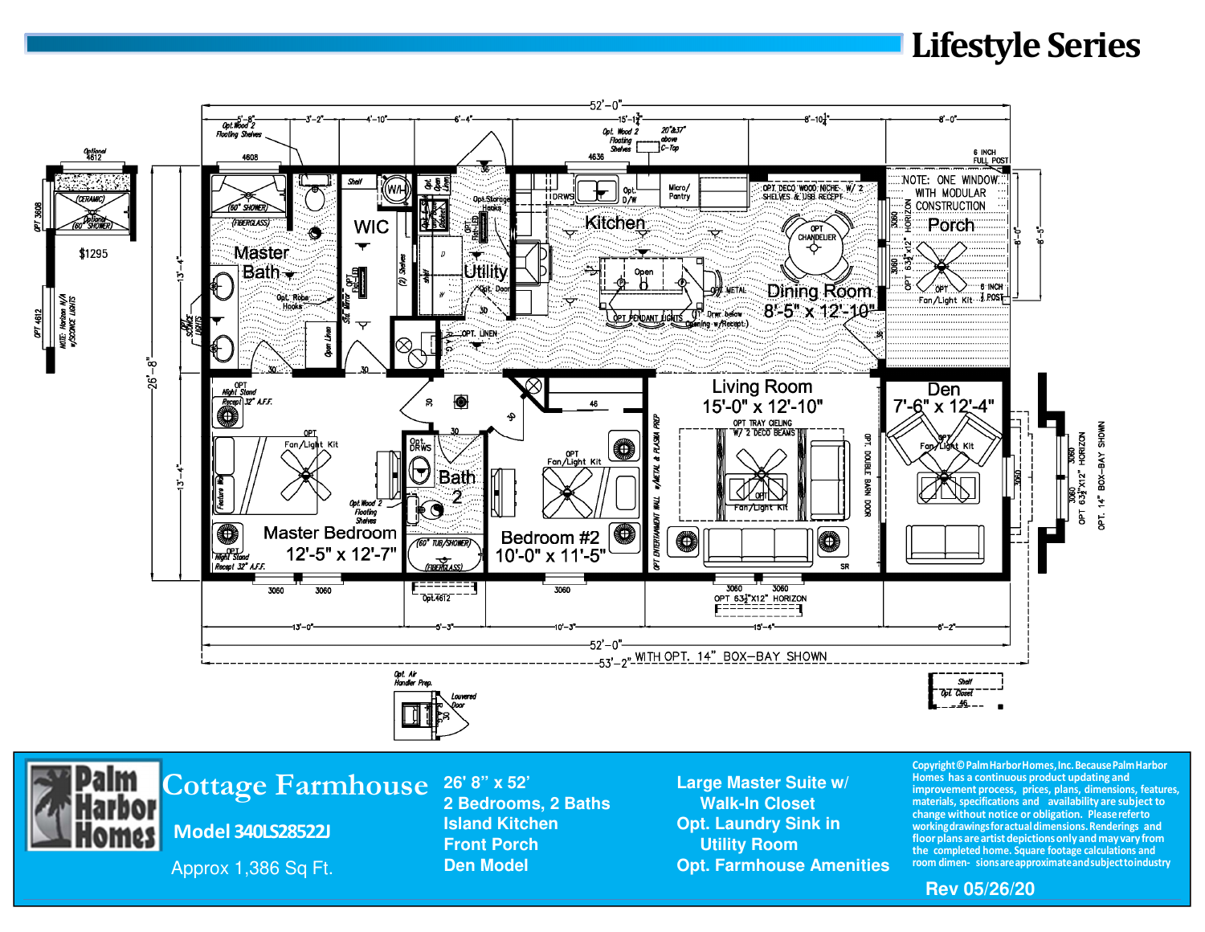# Lifestyle Series

Master Bath

WIC

Utility

Kitchen

Dining Room
8'-5" x 12'-10"

Porch

NOTE: ONE WINDOW WITH MODULAR CONSTRUCTION

Living Room
15'-0" x 12'-10"

Den
7'-6" x 12'-4"

Master Bedroom
12'-5" x 12'-7"

Bath 2

Bedroom #2
10'-0" x 11'-5"

52'-0"

53'-2" WITH OPT. 14" BOX-BAY SHOWN

26'-8"

$1295

## Cottage Farmhouse

**Model 340LS28522J**

Approx 1,386 Sq Ft.

- 26' 8" x 52'
- 2 Bedrooms, 2 Baths
- Island Kitchen
- Front Porch
- Den Model
- Large Master Suite w/ Walk-In Closet
- Opt. Laundry Sink in Utility Room
- Opt. Farmhouse Amenities

Copyright © Palm Harbor Homes, Inc. Because Palm Harbor Homes has a continuous product updating and improvement process, prices, plans, dimensions, features, materials, specifications and availability are subject to change without notice or obligation. Please refer to working drawings for actual dimensions. Renderings and floor plans are artist depictions only and may vary from the completed home. Square footage calculations and room dimensions are approximate and subject to industry

Rev 05/26/20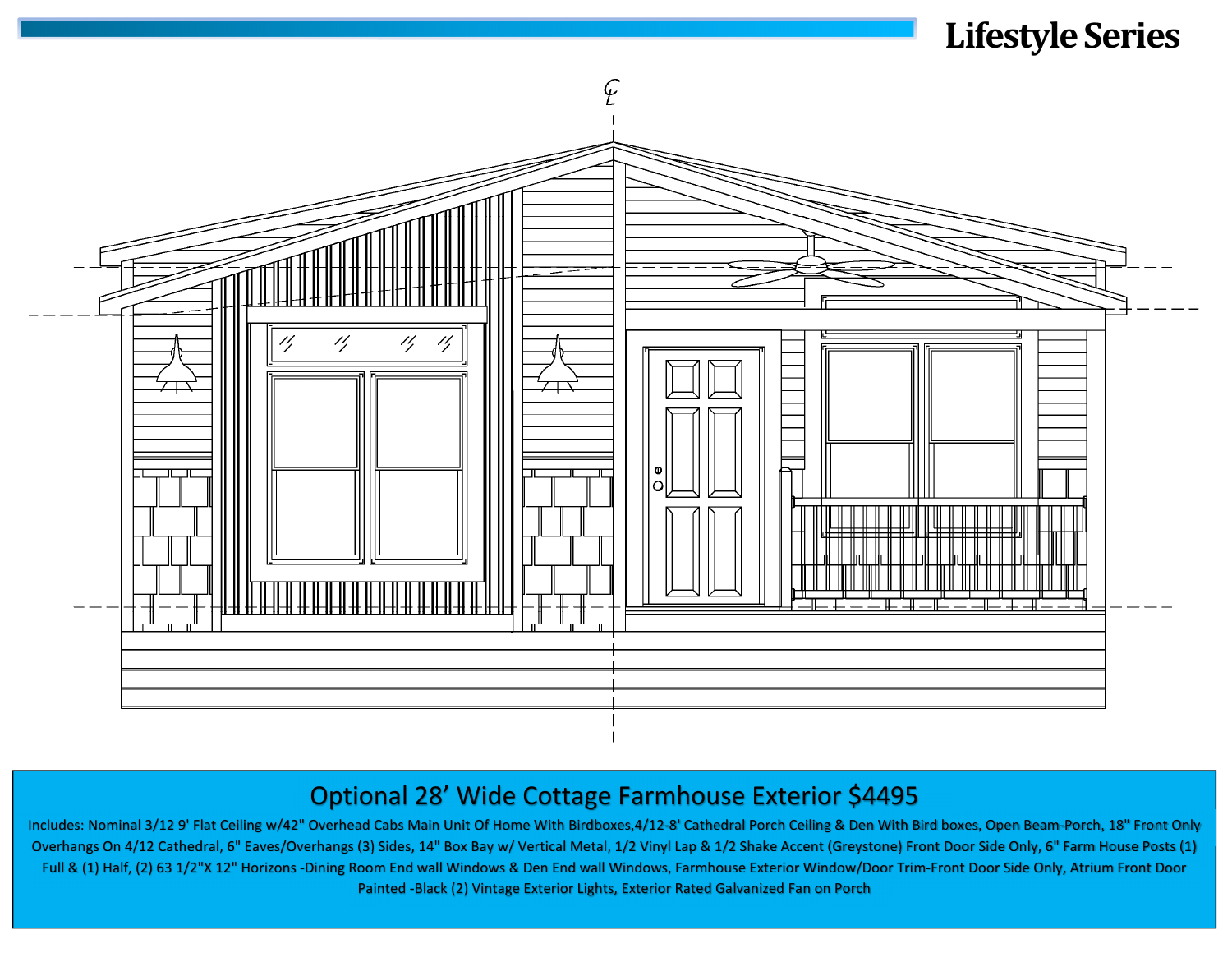# Lifestyle Series

## Optional 28' Wide Cottage Farmhouse Exterior $4495

Includes: Nominal 3/12 9' Flat Ceiling w/42" Overhead Cabs Main Unit Of Home With Birdboxes,4/12-8' Cathedral Porch Ceiling & Den With Bird boxes, Open Beam-Porch, 18" Front Only Overhangs On 4/12 Cathedral, 6" Eaves/Overhangs (3) Sides, 14" Box Bay w/ Vertical Metal, 1/2 Vinyl Lap & 1/2 Shake Accent (Greystone) Front Door Side Only, 6" Farm House Posts (1) Full & (1) Half, (2) 63 1/2"X 12" Horizons -Dining Room End wall Windows & Den End wall Windows, Farmhouse Exterior Window/Door Trim-Front Door Side Only, Atrium Front Door Painted -Black (2) Vintage Exterior Lights, Exterior Rated Galvanized Fan on Porch